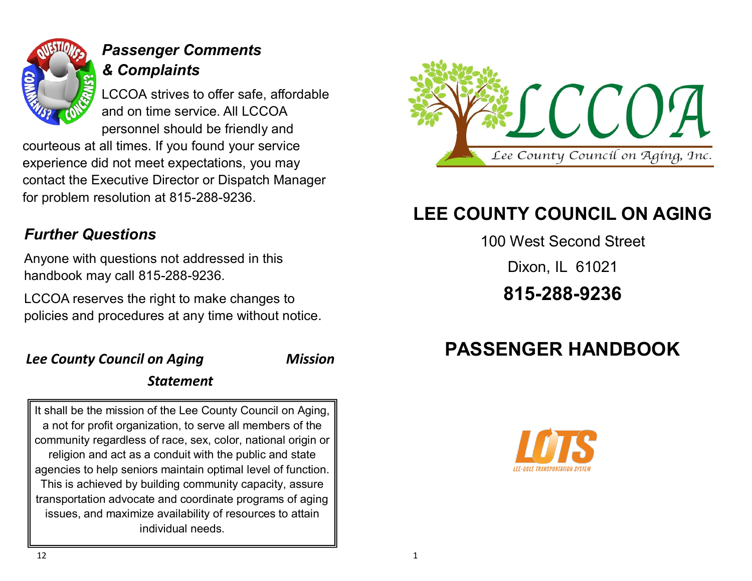### *Passenger Comments & Complaints*

LCCOA strives to offer safe, affordable and on time service. All LCCOA personnel should be friendly and courteous at all times. If you found your service experience did not meet expectations, you may contact the Executive Director or Dispatch Manager for problem resolution at 815-288-9236.

### *Further Questions*

Anyone with questions not addressed in this handbook may call 815-288-9236.

LCCOA reserves the right to make changes to policies and procedures at any time without notice.

### *Lee County Council on Aging Mission Statement*

> It shall be the mission of the Lee County Council on Aging, a not for profit organization, to serve all members of the community regardless of race, sex, color, national origin or religion and act as a conduit with the public and state agencies to help seniors maintain optimal level of function. This is achieved by building community capacity, assure transportation advocate and coordinate programs of aging issues, and maximize availability of resources to attain individual needs.

LCCOA

Lee County Council on Aging, Inc.

# LEE COUNTY COUNCIL ON AGING

100 West Second Street

Dixon, IL 61021

**815-288-9236**

# PASSENGER HANDBOOK

LOTS

LEE-OGLE TRANSPORTATION SYSTEM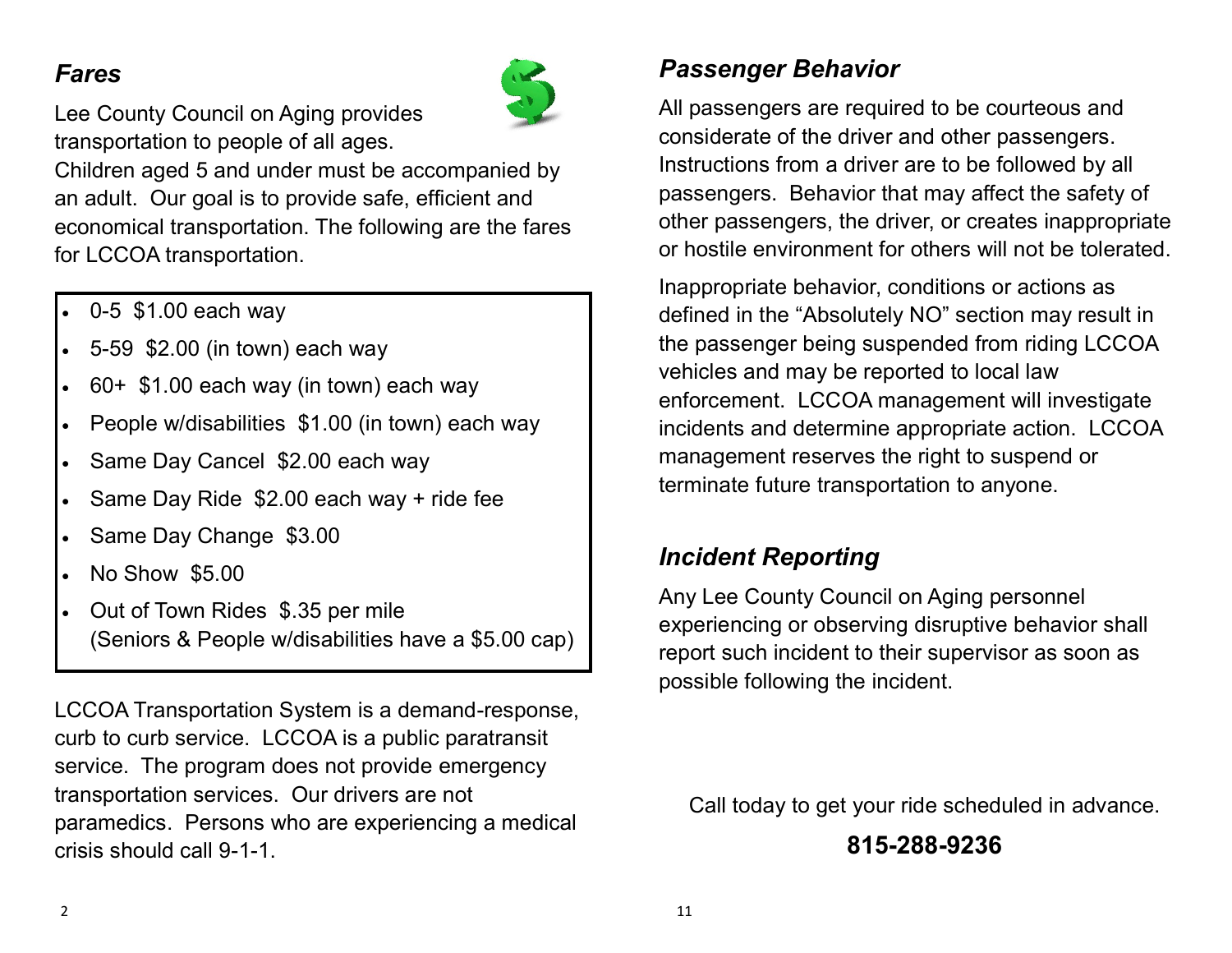### *Fares*

Lee County Council on Aging provides transportation to people of all ages. Children aged 5 and under must be accompanied by an adult. Our goal is to provide safe, efficient and economical transportation. The following are the fares for LCCOA transportation.

- 0-5 $1.00 each way
- 5-59 $2.00 (in town) each way
- 60+ $1.00 each way (in town) each way
- People w/disabilities $1.00 (in town) each way
- Same Day Cancel $2.00 each way
- Same Day Ride $2.00 each way + ride fee
- Same Day Change $3.00
- No Show $5.00
- Out of Town Rides $.35 per mile
  (Seniors & People w/disabilities have a $5.00 cap)

LCCOA Transportation System is a demand-response, curb to curb service. LCCOA is a public paratransit service. The program does not provide emergency transportation services. Our drivers are not paramedics. Persons who are experiencing a medical crisis should call 9-1-1.

### *Passenger Behavior*

All passengers are required to be courteous and considerate of the driver and other passengers. Instructions from a driver are to be followed by all passengers. Behavior that may affect the safety of other passengers, the driver, or creates inappropriate or hostile environment for others will not be tolerated.

Inappropriate behavior, conditions or actions as defined in the "Absolutely NO" section may result in the passenger being suspended from riding LCCOA vehicles and may be reported to local law enforcement. LCCOA management will investigate incidents and determine appropriate action. LCCOA management reserves the right to suspend or terminate future transportation to anyone.

### *Incident Reporting*

Any Lee County Council on Aging personnel experiencing or observing disruptive behavior shall report such incident to their supervisor as soon as possible following the incident.

Call today to get your ride scheduled in advance.

**815-288-9236**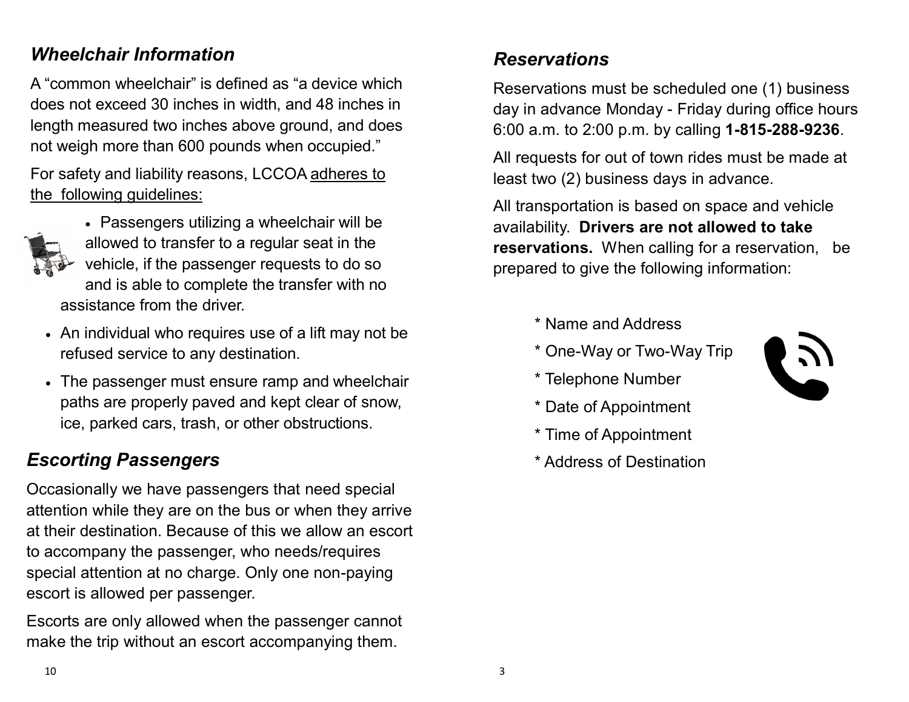## *Wheelchair Information*

A "common wheelchair" is defined as "a device which does not exceed 30 inches in width, and 48 inches in length measured two inches above ground, and does not weigh more than 600 pounds when occupied."

For safety and liability reasons, LCCOA adheres to the following guidelines:

- Passengers utilizing a wheelchair will be allowed to transfer to a regular seat in the vehicle, if the passenger requests to do so and is able to complete the transfer with no assistance from the driver.
- An individual who requires use of a lift may not be refused service to any destination.
- The passenger must ensure ramp and wheelchair paths are properly paved and kept clear of snow, ice, parked cars, trash, or other obstructions.

## *Escorting Passengers*

Occasionally we have passengers that need special attention while they are on the bus or when they arrive at their destination. Because of this we allow an escort to accompany the passenger, who needs/requires special attention at no charge. Only one non-paying escort is allowed per passenger.

Escorts are only allowed when the passenger cannot make the trip without an escort accompanying them.

## *Reservations*

Reservations must be scheduled one (1) business day in advance Monday - Friday during office hours 6:00 a.m. to 2:00 p.m. by calling **1-815-288-9236**.

All requests for out of town rides must be made at least two (2) business days in advance.

All transportation is based on space and vehicle availability. **Drivers are not allowed to take reservations.** When calling for a reservation, be prepared to give the following information:

* Name and Address
* One-Way or Two-Way Trip
* Telephone Number
* Date of Appointment
* Time of Appointment
* Address of Destination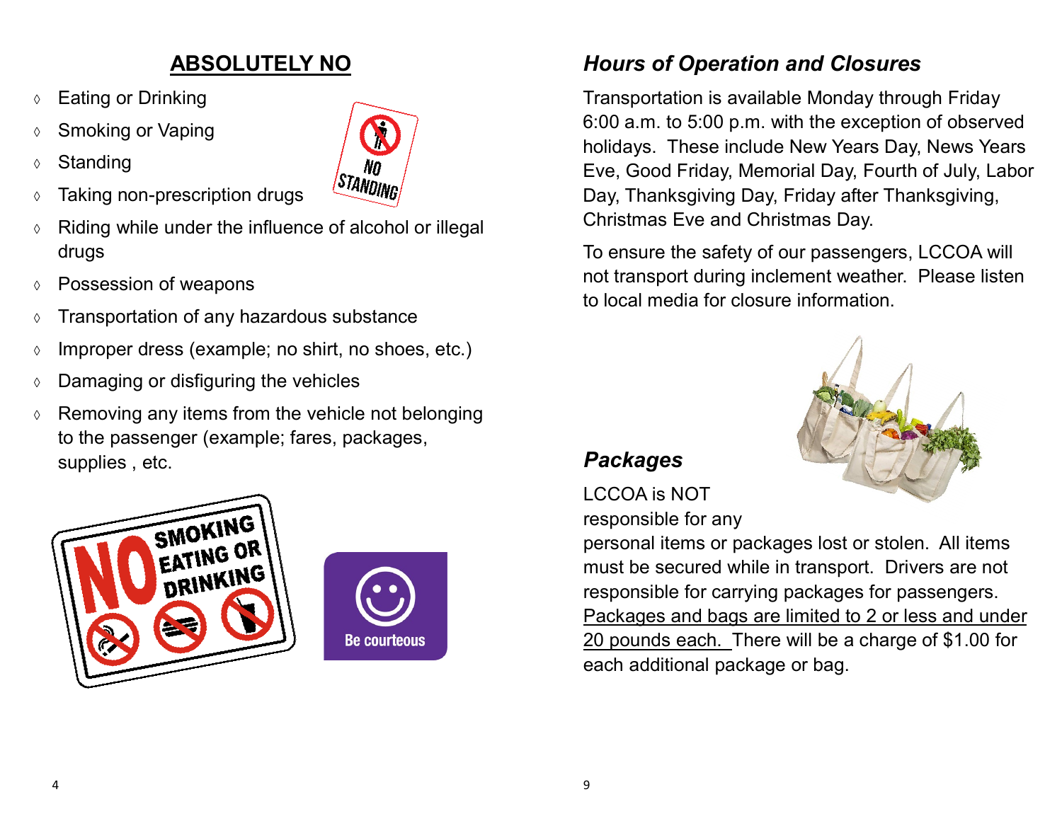## ABSOLUTELY NO

- Eating or Drinking
- Smoking or Vaping
- Standing
- Taking non-prescription drugs
- Riding while under the influence of alcohol or illegal drugs
- Possession of weapons
- Transportation of any hazardous substance
- Improper dress (example; no shirt, no shoes, etc.)
- Damaging or disfiguring the vehicles
- Removing any items from the vehicle not belonging to the passenger (example; fares, packages, supplies , etc.

### *Hours of Operation and Closures*

Transportation is available Monday through Friday 6:00 a.m. to 5:00 p.m. with the exception of observed holidays. These include New Years Day, News Years Eve, Good Friday, Memorial Day, Fourth of July, Labor Day, Thanksgiving Day, Friday after Thanksgiving, Christmas Eve and Christmas Day.

To ensure the safety of our passengers, LCCOA will not transport during inclement weather. Please listen to local media for closure information.

### *Packages*

LCCOA is NOT responsible for any personal items or packages lost or stolen. All items must be secured while in transport. Drivers are not responsible for carrying packages for passengers. Packages and bags are limited to 2 or less and under 20 pounds each. There will be a charge of $1.00 for each additional package or bag.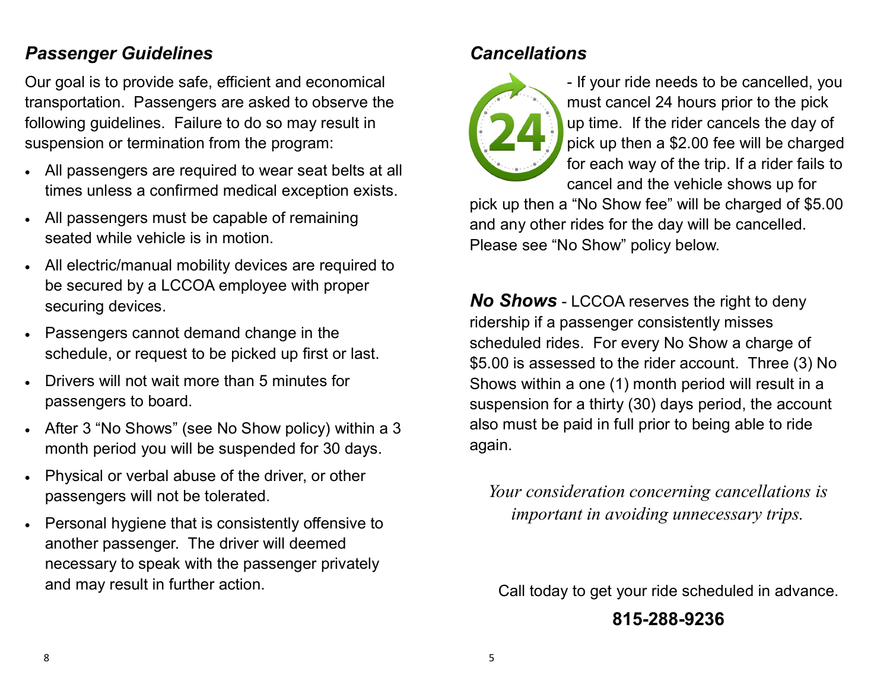## *Passenger Guidelines*

Our goal is to provide safe, efficient and economical transportation. Passengers are asked to observe the following guidelines. Failure to do so may result in suspension or termination from the program:

- All passengers are required to wear seat belts at all times unless a confirmed medical exception exists.
- All passengers must be capable of remaining seated while vehicle is in motion.
- All electric/manual mobility devices are required to be secured by a LCCOA employee with proper securing devices.
- Passengers cannot demand change in the schedule, or request to be picked up first or last.
- Drivers will not wait more than 5 minutes for passengers to board.
- After 3 "No Shows" (see No Show policy) within a 3 month period you will be suspended for 30 days.
- Physical or verbal abuse of the driver, or other passengers will not be tolerated.
- Personal hygiene that is consistently offensive to another passenger. The driver will deemed necessary to speak with the passenger privately and may result in further action.

## *Cancellations*

- If your ride needs to be cancelled, you must cancel 24 hours prior to the pick up time. If the rider cancels the day of pick up then a $2.00 fee will be charged for each way of the trip. If a rider fails to cancel and the vehicle shows up for pick up then a "No Show fee" will be charged of $5.00 and any other rides for the day will be cancelled. Please see "No Show" policy below.

***No Shows*** - LCCOA reserves the right to deny ridership if a passenger consistently misses scheduled rides. For every No Show a charge of $5.00 is assessed to the rider account. Three (3) No Shows within a one (1) month period will result in a suspension for a thirty (30) days period, the account also must be paid in full prior to being able to ride again.

*Your consideration concerning cancellations is important in avoiding unnecessary trips.*

Call today to get your ride scheduled in advance.

**815-288-9236**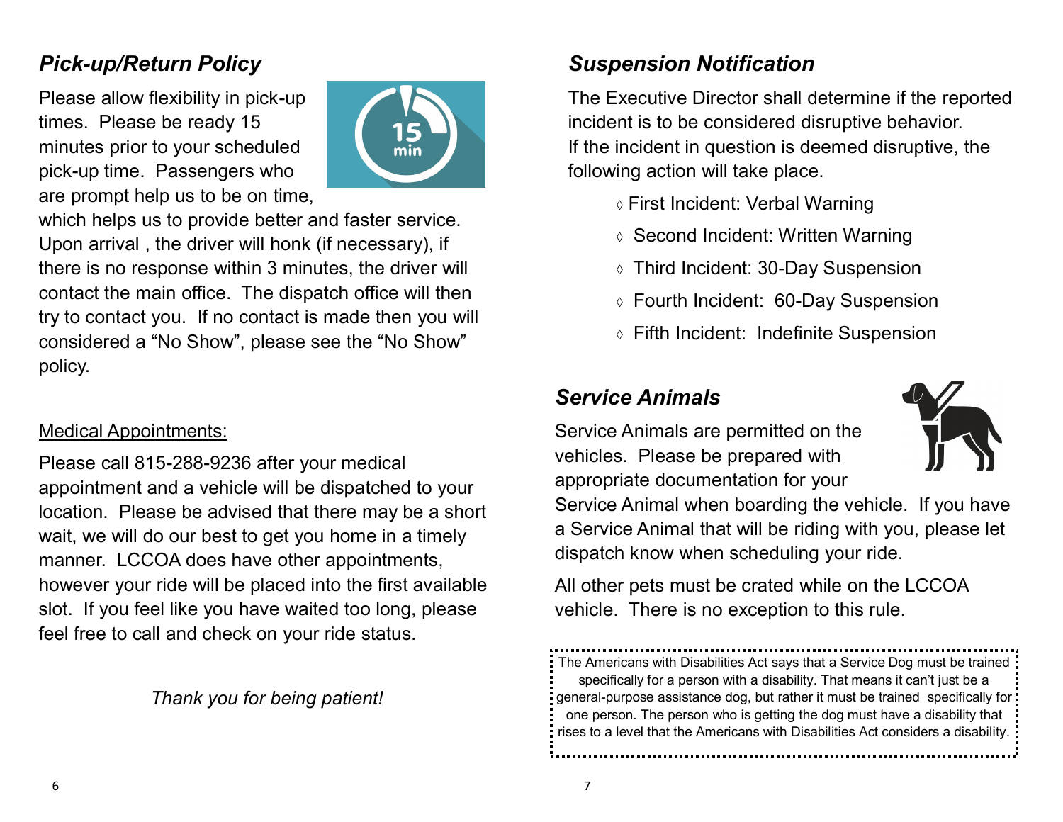## *Pick-up/Return Policy*

Please allow flexibility in pick-up times. Please be ready 15 minutes prior to your scheduled pick-up time. Passengers who are prompt help us to be on time, which helps us to provide better and faster service. Upon arrival , the driver will honk (if necessary), if there is no response within 3 minutes, the driver will contact the main office. The dispatch office will then try to contact you. If no contact is made then you will considered a “No Show”, please see the “No Show” policy.

<u>Medical Appointments:</u>

Please call 815-288-9236 after your medical appointment and a vehicle will be dispatched to your location. Please be advised that there may be a short wait, we will do our best to get you home in a timely manner. LCCOA does have other appointments, however your ride will be placed into the first available slot. If you feel like you have waited too long, please feel free to call and check on your ride status.

*Thank you for being patient!*

## *Suspension Notification*

The Executive Director shall determine if the reported incident is to be considered disruptive behavior. If the incident in question is deemed disruptive, the following action will take place.

- First Incident: Verbal Warning
- Second Incident: Written Warning
- Third Incident: 30-Day Suspension
- Fourth Incident: 60-Day Suspension
- Fifth Incident: Indefinite Suspension

## *Service Animals*

Service Animals are permitted on the vehicles. Please be prepared with appropriate documentation for your Service Animal when boarding the vehicle. If you have a Service Animal that will be riding with you, please let dispatch know when scheduling your ride.

All other pets must be crated while on the LCCOA vehicle. There is no exception to this rule.

The Americans with Disabilities Act says that a Service Dog must be trained specifically for a person with a disability. That means it can’t just be a general-purpose assistance dog, but rather it must be trained specifically for one person. The person who is getting the dog must have a disability that rises to a level that the Americans with Disabilities Act considers a disability.